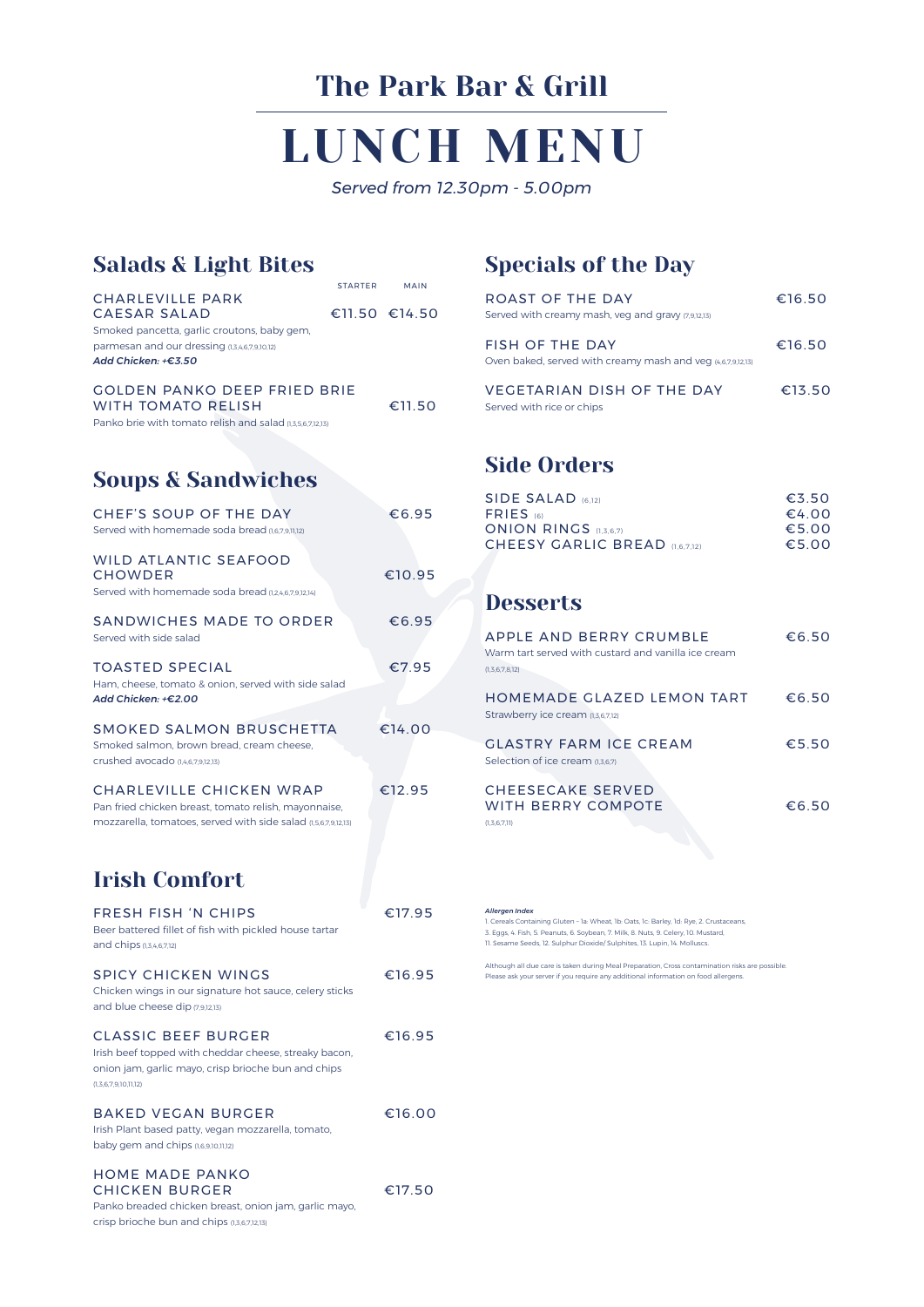# The Park Bar & Grill

# LUNCH MENU

*Served from 12.30pm - 5.00pm*

## Salads & Light Bites

| | STARTER | MAIN |
|---|---|---|
| CHARLEVILLE PARK CAESAR SALAD | €11.50 | €14.50 |

Smoked pancetta, garlic croutons, baby gem, parmesan and our dressing (1,3,4,6,7,9,10,12)
***Add Chicken: +€3.50***

**GOLDEN PANKO DEEP FRIED BRIE WITH TOMATO RELISH** — €11.50
Panko brie with tomato relish and salad (1,3,5,6,7,12,13)

## Soups & Sandwiches

**CHEF'S SOUP OF THE DAY** — €6.95
Served with homemade soda bread (1,6,7,9,11,12)

**WILD ATLANTIC SEAFOOD CHOWDER** — €10.95
Served with homemade soda bread (1,2,4,6,7,9,12,14)

**SANDWICHES MADE TO ORDER** — €6.95
Served with side salad

**TOASTED SPECIAL** — €7.95
Ham, cheese, tomato & onion, served with side salad
***Add Chicken: +€2.00***

**SMOKED SALMON BRUSCHETTA** — €14.00
Smoked salmon, brown bread, cream cheese, crushed avocado (1,4,6,7,9,12,13)

**CHARLEVILLE CHICKEN WRAP** — €12.95
Pan fried chicken breast, tomato relish, mayonnaise, mozzarella, tomatoes, served with side salad (1,5,6,7,9,12,13)

## Irish Comfort

**FRESH FISH 'N CHIPS** — €17.95
Beer battered fillet of fish with pickled house tartar and chips (1,3,4,6,7,12)

**SPICY CHICKEN WINGS** — €16.95
Chicken wings in our signature hot sauce, celery sticks and blue cheese dip (7,9,12,13)

**CLASSIC BEEF BURGER** — €16.95
Irish beef topped with cheddar cheese, streaky bacon, onion jam, garlic mayo, crisp brioche bun and chips (1,3,6,7,9,10,11,12)

**BAKED VEGAN BURGER** — €16.00
Irish Plant based patty, vegan mozzarella, tomato, baby gem and chips (1,6,9,10,11,12)

**HOME MADE PANKO CHICKEN BURGER** — €17.50
Panko breaded chicken breast, onion jam, garlic mayo, crisp brioche bun and chips (1,3,6,7,12,13)

## Specials of the Day

**ROAST OF THE DAY** — €16.50
Served with creamy mash, veg and gravy (7,9,12,13)

**FISH OF THE DAY** — €16.50
Oven baked, served with creamy mash and veg (4,6,7,9,12,13)

**VEGETARIAN DISH OF THE DAY** — €13.50
Served with rice or chips

## Side Orders

| | |
|---|---|
| SIDE SALAD (6,12) | €3.50 |
| FRIES (6) | €4.00 |
| ONION RINGS (1,3,6,7) | €5.00 |
| CHEESY GARLIC BREAD (1,6,7,12) | €5.00 |

## Desserts

**APPLE AND BERRY CRUMBLE** — €6.50
Warm tart served with custard and vanilla ice cream (1,3,6,7,8,12)

**HOMEMADE GLAZED LEMON TART** — €6.50
Strawberry ice cream (1,3,6,7,12)

**GLASTRY FARM ICE CREAM** — €5.50
Selection of ice cream (1,3,6,7)

**CHEESECAKE SERVED WITH BERRY COMPOTE** — €6.50
(1,3,6,7,11)

***Allergen Index***
1. Cereals Containing Gluten – 1a: Wheat, 1b: Oats, 1c: Barley, 1d: Rye, 2. Crustaceans, 3. Eggs, 4. Fish, 5. Peanuts, 6. Soybean, 7. Milk, 8. Nuts, 9. Celery, 10. Mustard, 11. Sesame Seeds, 12. Sulphur Dioxide/ Sulphites, 13. Lupin, 14. Molluscs.

Although all due care is taken during Meal Preparation, Cross contamination risks are possible. Please ask your server if you require any additional information on food allergens.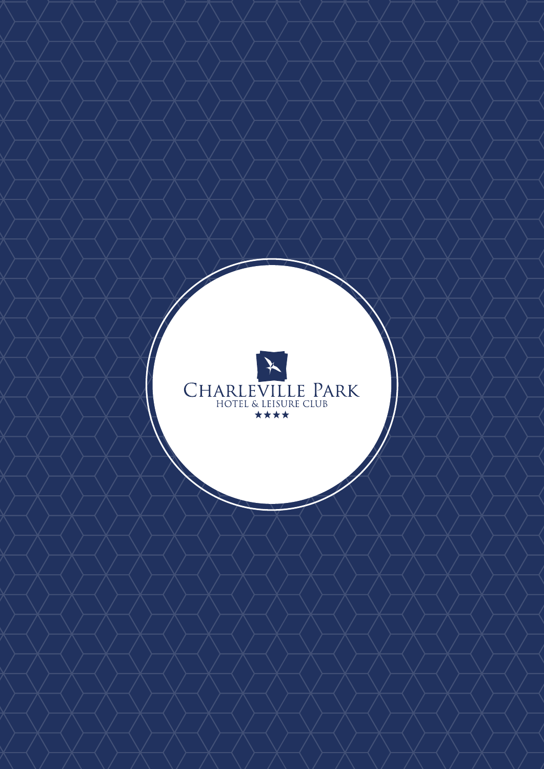CHARLEVILLE PARK

HOTEL & LEISURE CLUB

★★★★